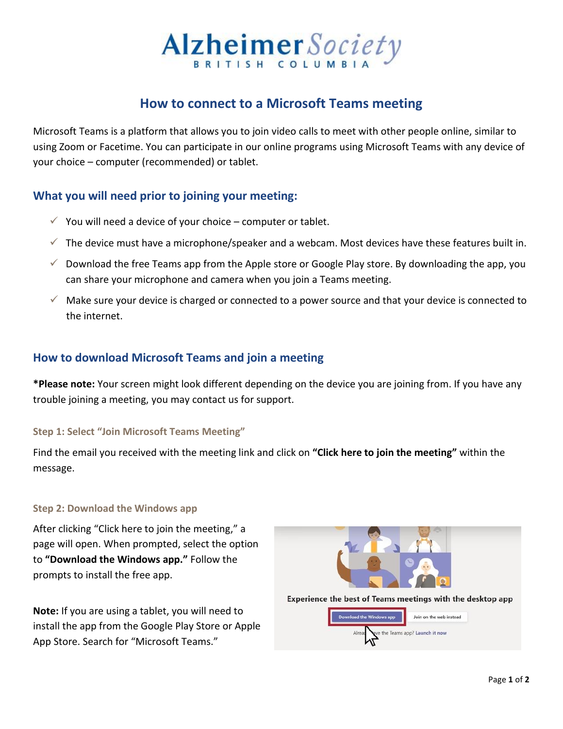# Alzheimer Society BRITISH COLUMBIA

## How to connect to a Microsoft Teams meeting

Microsoft Teams is a platform that allows you to join video calls to meet with other people online, similar to using Zoom or Facetime. You can participate in our online programs using Microsoft Teams with any device of your choice – computer (recommended) or tablet.

### What you will need prior to joining your meeting:

- ✓ You will need a device of your choice – computer or tablet.
- ✓ The device must have a microphone/speaker and a webcam. Most devices have these features built in.
- ✓ Download the free Teams app from the Apple store or Google Play store. By downloading the app, you can share your microphone and camera when you join a Teams meeting.
- ✓ Make sure your device is charged or connected to a power source and that your device is connected to the internet.

### How to download Microsoft Teams and join a meeting

***Please note:** Your screen might look different depending on the device you are joining from. If you have any trouble joining a meeting, you may contact us for support.

#### Step 1: Select "Join Microsoft Teams Meeting"

Find the email you received with the meeting link and click on **"Click here to join the meeting"** within the message.

#### Step 2: Download the Windows app

After clicking "Click here to join the meeting," a page will open. When prompted, select the option to **"Download the Windows app."** Follow the prompts to install the free app.

**Note:** If you are using a tablet, you will need to install the app from the Google Play Store or Apple App Store. Search for "Microsoft Teams."

Experience the best of Teams meetings with the desktop app

Download the Windows app | Join on the web instead

Already have the Teams app? Launch it now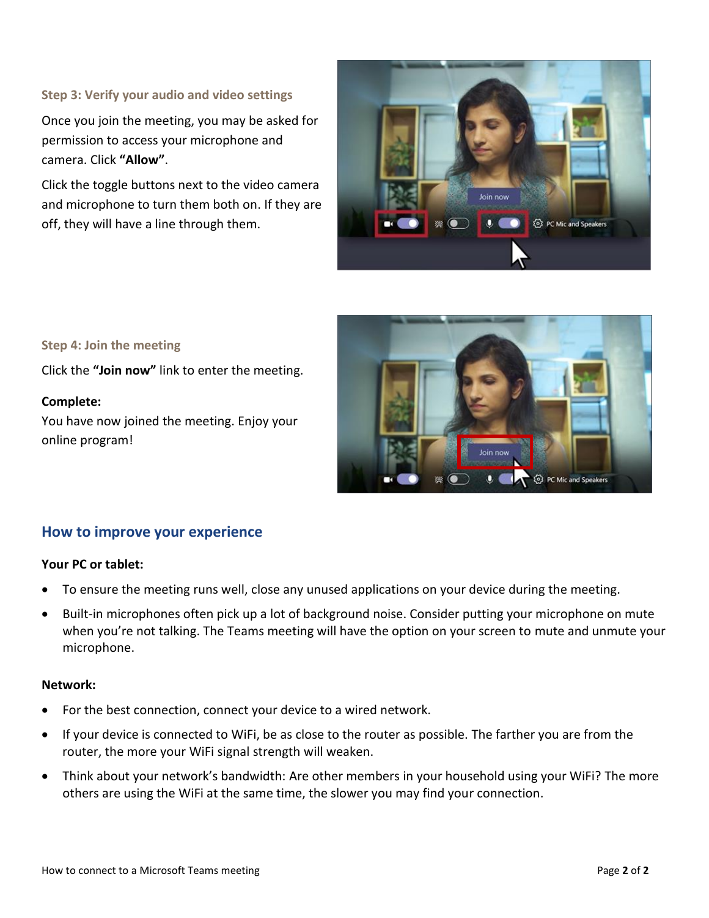### Step 3: Verify your audio and video settings

Once you join the meeting, you may be asked for permission to access your microphone and camera. Click **"Allow"**.

Click the toggle buttons next to the video camera and microphone to turn them both on. If they are off, they will have a line through them.

### Step 4: Join the meeting

Click the **"Join now"** link to enter the meeting.

**Complete:**
You have now joined the meeting. Enjoy your online program!

## How to improve your experience

**Your PC or tablet:**

- To ensure the meeting runs well, close any unused applications on your device during the meeting.
- Built-in microphones often pick up a lot of background noise. Consider putting your microphone on mute when you're not talking. The Teams meeting will have the option on your screen to mute and unmute your microphone.

**Network:**

- For the best connection, connect your device to a wired network.
- If your device is connected to WiFi, be as close to the router as possible. The farther you are from the router, the more your WiFi signal strength will weaken.
- Think about your network's bandwidth: Are other members in your household using your WiFi? The more others are using the WiFi at the same time, the slower you may find your connection.